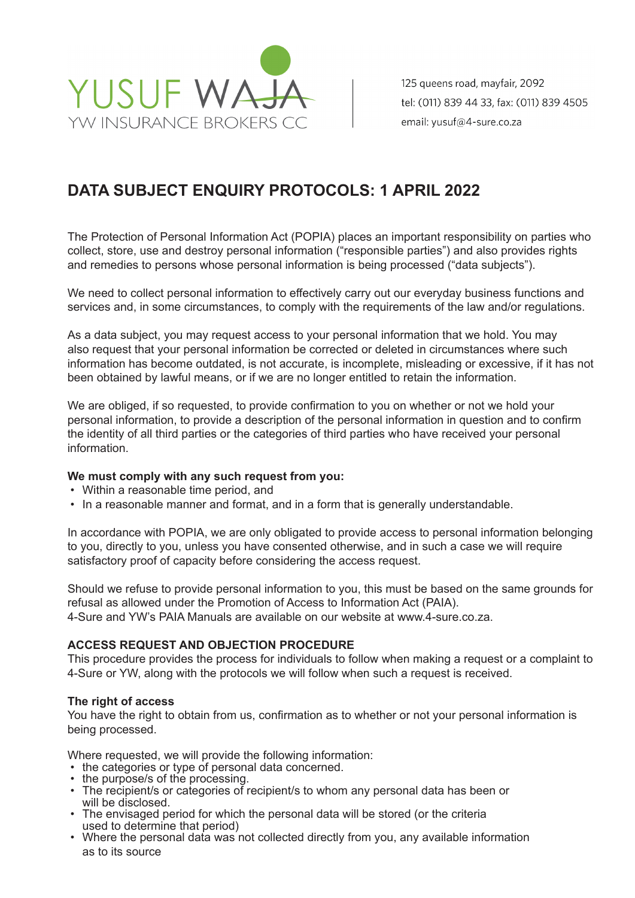YUSUF WAJA
YW INSURANCE BROKERS CC

125 queens road, mayfair, 2092
tel: (011) 839 44 33, fax: (011) 839 4505
email: yusuf@4-sure.co.za

# DATA SUBJECT ENQUIRY PROTOCOLS: 1 APRIL 2022

The Protection of Personal Information Act (POPIA) places an important responsibility on parties who collect, store, use and destroy personal information ("responsible parties") and also provides rights and remedies to persons whose personal information is being processed ("data subjects").

We need to collect personal information to effectively carry out our everyday business functions and services and, in some circumstances, to comply with the requirements of the law and/or regulations.

As a data subject, you may request access to your personal information that we hold. You may also request that your personal information be corrected or deleted in circumstances where such information has become outdated, is not accurate, is incomplete, misleading or excessive, if it has not been obtained by lawful means, or if we are no longer entitled to retain the information.

We are obliged, if so requested, to provide confirmation to you on whether or not we hold your personal information, to provide a description of the personal information in question and to confirm the identity of all third parties or the categories of third parties who have received your personal information.

**We must comply with any such request from you:**

- Within a reasonable time period, and
- In a reasonable manner and format, and in a form that is generally understandable.

In accordance with POPIA, we are only obligated to provide access to personal information belonging to you, directly to you, unless you have consented otherwise, and in such a case we will require satisfactory proof of capacity before considering the access request.

Should we refuse to provide personal information to you, this must be based on the same grounds for refusal as allowed under the Promotion of Access to Information Act (PAIA).
4-Sure and YW's PAIA Manuals are available on our website at www.4-sure.co.za.

## ACCESS REQUEST AND OBJECTION PROCEDURE

This procedure provides the process for individuals to follow when making a request or a complaint to 4-Sure or YW, along with the protocols we will follow when such a request is received.

### The right of access

You have the right to obtain from us, confirmation as to whether or not your personal information is being processed.

Where requested, we will provide the following information:

- the categories or type of personal data concerned.
- the purpose/s of the processing.
- The recipient/s or categories of recipient/s to whom any personal data has been or will be disclosed.
- The envisaged period for which the personal data will be stored (or the criteria used to determine that period)
- Where the personal data was not collected directly from you, any available information as to its source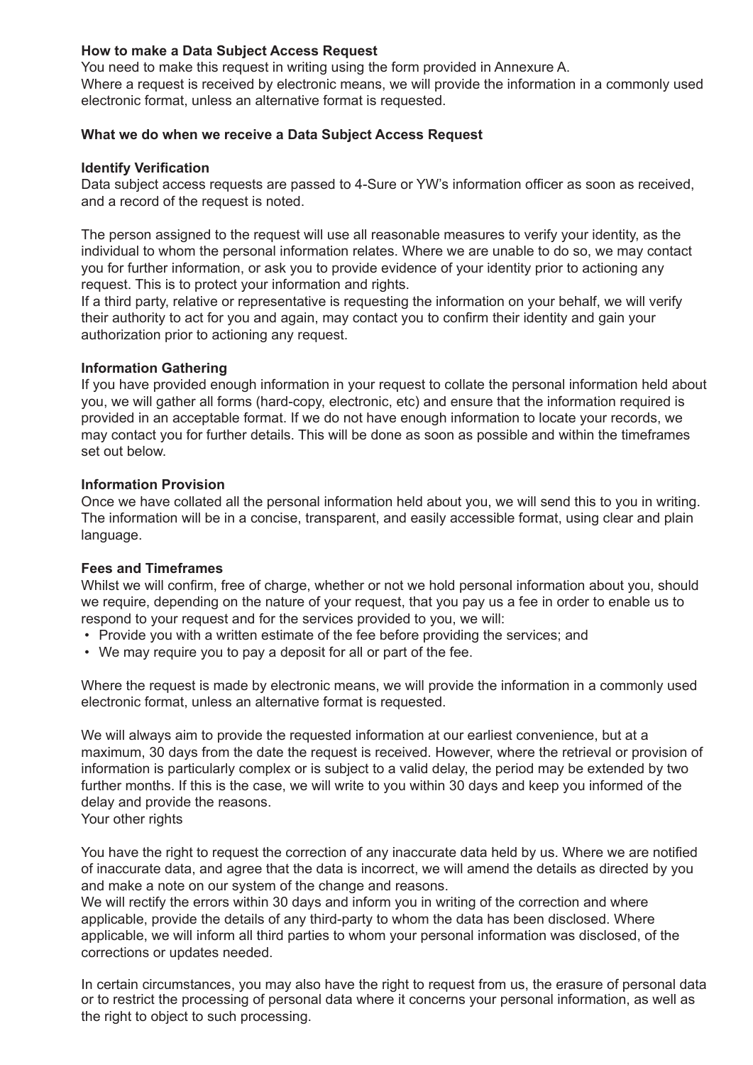### How to make a Data Subject Access Request

You need to make this request in writing using the form provided in Annexure A.
Where a request is received by electronic means, we will provide the information in a commonly used electronic format, unless an alternative format is requested.

### What we do when we receive a Data Subject Access Request

#### Identify Verification

Data subject access requests are passed to 4-Sure or YW's information officer as soon as received, and a record of the request is noted.

The person assigned to the request will use all reasonable measures to verify your identity, as the individual to whom the personal information relates. Where we are unable to do so, we may contact you for further information, or ask you to provide evidence of your identity prior to actioning any request. This is to protect your information and rights.
If a third party, relative or representative is requesting the information on your behalf, we will verify their authority to act for you and again, may contact you to confirm their identity and gain your authorization prior to actioning any request.

#### Information Gathering

If you have provided enough information in your request to collate the personal information held about you, we will gather all forms (hard-copy, electronic, etc) and ensure that the information required is provided in an acceptable format. If we do not have enough information to locate your records, we may contact you for further details. This will be done as soon as possible and within the timeframes set out below.

#### Information Provision

Once we have collated all the personal information held about you, we will send this to you in writing. The information will be in a concise, transparent, and easily accessible format, using clear and plain language.

#### Fees and Timeframes

Whilst we will confirm, free of charge, whether or not we hold personal information about you, should we require, depending on the nature of your request, that you pay us a fee in order to enable us to respond to your request and for the services provided to you, we will:

- Provide you with a written estimate of the fee before providing the services; and
- We may require you to pay a deposit for all or part of the fee.

Where the request is made by electronic means, we will provide the information in a commonly used electronic format, unless an alternative format is requested.

We will always aim to provide the requested information at our earliest convenience, but at a maximum, 30 days from the date the request is received. However, where the retrieval or provision of information is particularly complex or is subject to a valid delay, the period may be extended by two further months. If this is the case, we will write to you within 30 days and keep you informed of the delay and provide the reasons.
Your other rights

You have the right to request the correction of any inaccurate data held by us. Where we are notified of inaccurate data, and agree that the data is incorrect, we will amend the details as directed by you and make a note on our system of the change and reasons.
We will rectify the errors within 30 days and inform you in writing of the correction and where applicable, provide the details of any third-party to whom the data has been disclosed. Where applicable, we will inform all third parties to whom your personal information was disclosed, of the corrections or updates needed.

In certain circumstances, you may also have the right to request from us, the erasure of personal data or to restrict the processing of personal data where it concerns your personal information, as well as the right to object to such processing.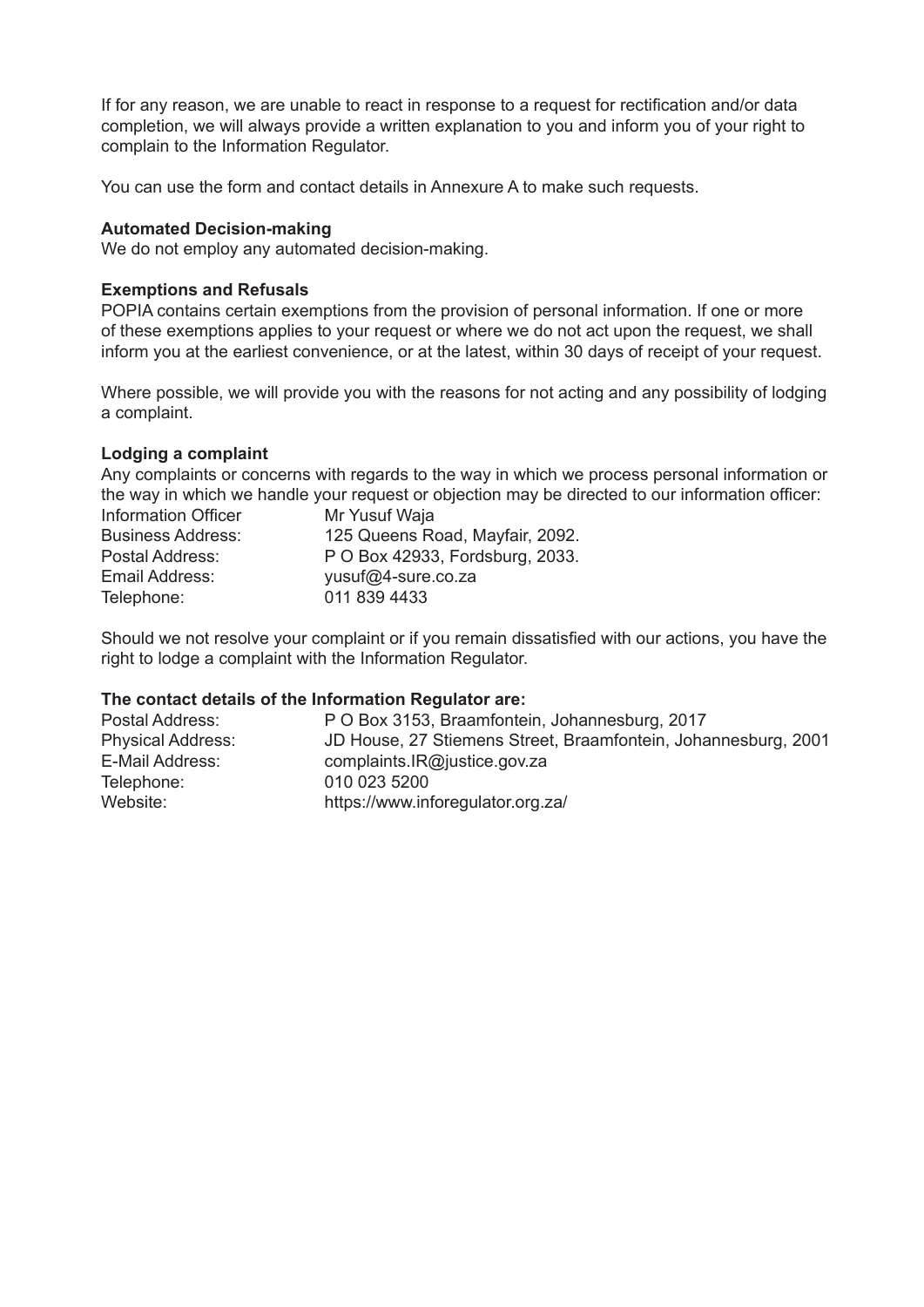If for any reason, we are unable to react in response to a request for rectification and/or data completion, we will always provide a written explanation to you and inform you of your right to complain to the Information Regulator.

You can use the form and contact details in Annexure A to make such requests.

**Automated Decision-making**
We do not employ any automated decision-making.

**Exemptions and Refusals**
POPIA contains certain exemptions from the provision of personal information. If one or more of these exemptions applies to your request or where we do not act upon the request, we shall inform you at the earliest convenience, or at the latest, within 30 days of receipt of your request.

Where possible, we will provide you with the reasons for not acting and any possibility of lodging a complaint.

**Lodging a complaint**
Any complaints or concerns with regards to the way in which we process personal information or the way in which we handle your request or objection may be directed to our information officer:

| | |
|---|---|
| Information Officer | Mr Yusuf Waja |
| Business Address: | 125 Queens Road, Mayfair, 2092. |
| Postal Address: | P O Box 42933, Fordsburg, 2033. |
| Email Address: | yusuf@4-sure.co.za |
| Telephone: | 011 839 4433 |

Should we not resolve your complaint or if you remain dissatisfied with our actions, you have the right to lodge a complaint with the Information Regulator.

**The contact details of the Information Regulator are:**

| | |
|---|---|
| Postal Address: | P O Box 3153, Braamfontein, Johannesburg, 2017 |
| Physical Address: | JD House, 27 Stiemens Street, Braamfontein, Johannesburg, 2001 |
| E-Mail Address: | complaints.IR@justice.gov.za |
| Telephone: | 010 023 5200 |
| Website: | https://www.inforegulator.org.za/ |